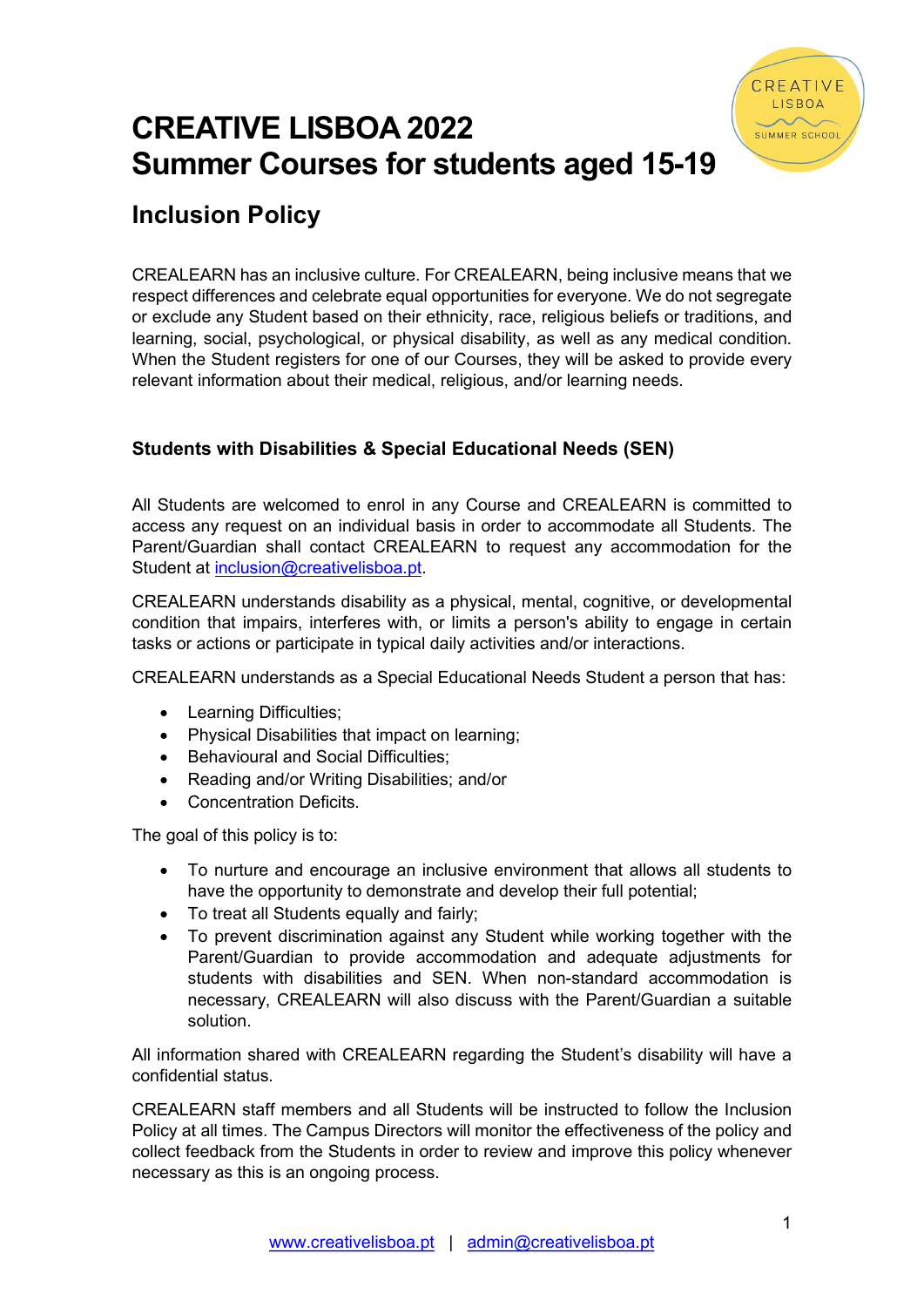# CREATIVE LISBOA 2022
# Summer Courses for students aged 15-19

## Inclusion Policy

CREALEARN has an inclusive culture. For CREALEARN, being inclusive means that we respect differences and celebrate equal opportunities for everyone. We do not segregate or exclude any Student based on their ethnicity, race, religious beliefs or traditions, and learning, social, psychological, or physical disability, as well as any medical condition. When the Student registers for one of our Courses, they will be asked to provide every relevant information about their medical, religious, and/or learning needs.

### Students with Disabilities & Special Educational Needs (SEN)

All Students are welcomed to enrol in any Course and CREALEARN is committed to access any request on an individual basis in order to accommodate all Students. The Parent/Guardian shall contact CREALEARN to request any accommodation for the Student at inclusion@creativelisboa.pt.

CREALEARN understands disability as a physical, mental, cognitive, or developmental condition that impairs, interferes with, or limits a person's ability to engage in certain tasks or actions or participate in typical daily activities and/or interactions.

CREALEARN understands as a Special Educational Needs Student a person that has:

- Learning Difficulties;
- Physical Disabilities that impact on learning;
- Behavioural and Social Difficulties;
- Reading and/or Writing Disabilities; and/or
- Concentration Deficits.

The goal of this policy is to:

- To nurture and encourage an inclusive environment that allows all students to have the opportunity to demonstrate and develop their full potential;
- To treat all Students equally and fairly;
- To prevent discrimination against any Student while working together with the Parent/Guardian to provide accommodation and adequate adjustments for students with disabilities and SEN. When non-standard accommodation is necessary, CREALEARN will also discuss with the Parent/Guardian a suitable solution.

All information shared with CREALEARN regarding the Student's disability will have a confidential status.

CREALEARN staff members and all Students will be instructed to follow the Inclusion Policy at all times. The Campus Directors will monitor the effectiveness of the policy and collect feedback from the Students in order to review and improve this policy whenever necessary as this is an ongoing process.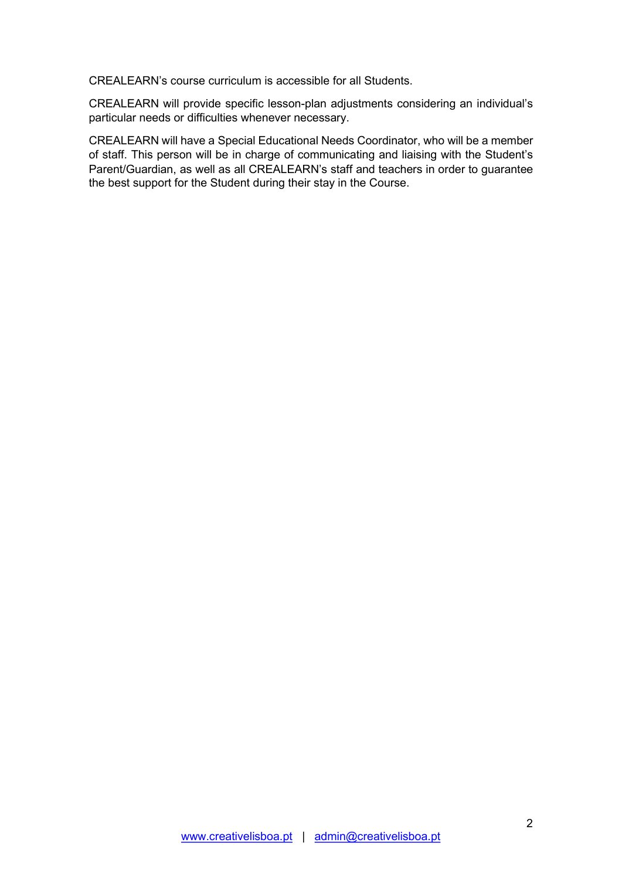CREALEARN's course curriculum is accessible for all Students.

CREALEARN will provide specific lesson-plan adjustments considering an individual's particular needs or difficulties whenever necessary.

CREALEARN will have a Special Educational Needs Coordinator, who will be a member of staff. This person will be in charge of communicating and liaising with the Student's Parent/Guardian, as well as all CREALEARN's staff and teachers in order to guarantee the best support for the Student during their stay in the Course.